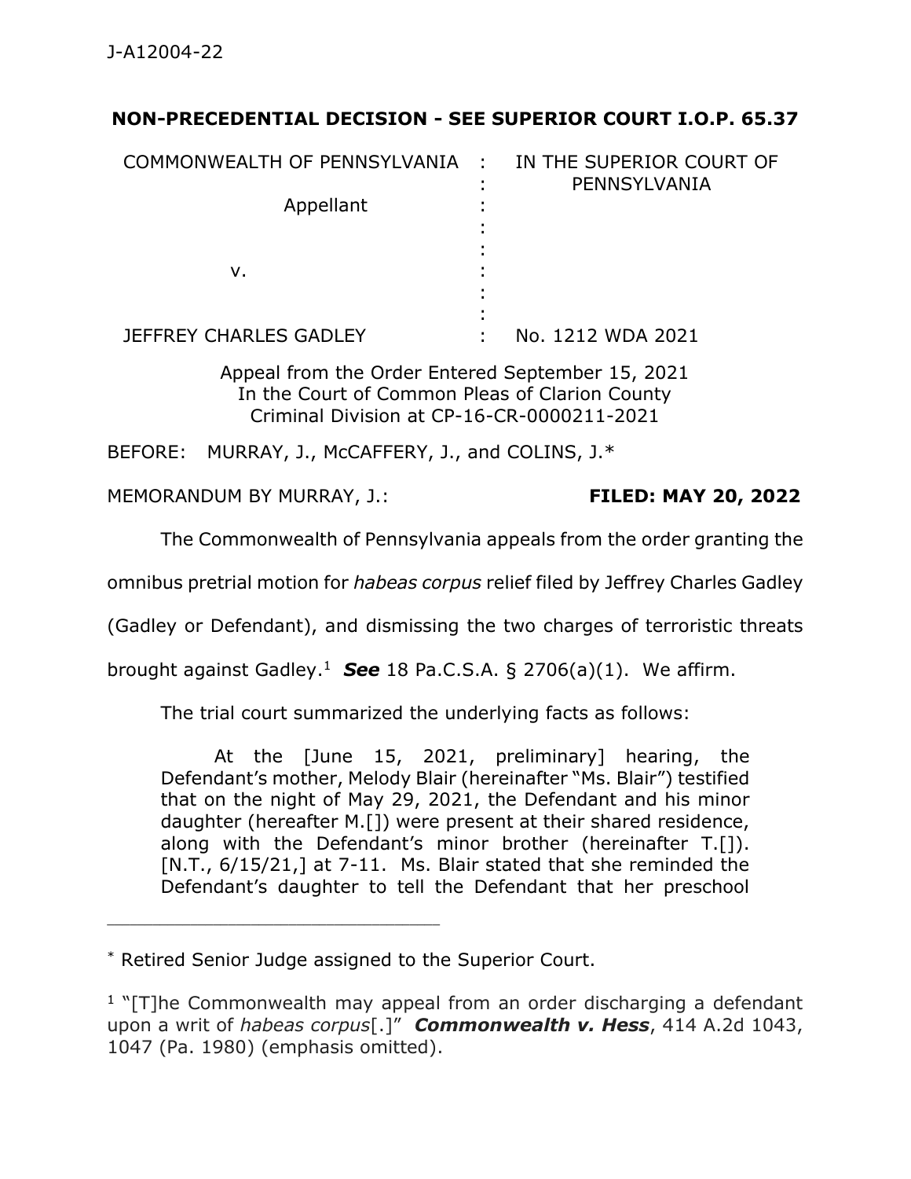J-A12004-22

**NON-PRECEDENTIAL DECISION - SEE SUPERIOR COURT I.O.P. 65.37**

| | | |
|---|---|---|
| COMMONWEALTH OF PENNSYLVANIA | : | IN THE SUPERIOR COURT OF PENNSYLVANIA |
| Appellant | : | |
| | : | |
| v. | : | |
| | : | |
| JEFFREY CHARLES GADLEY | : | No. 1212 WDA 2021 |

Appeal from the Order Entered September 15, 2021
In the Court of Common Pleas of Clarion County
Criminal Division at CP-16-CR-0000211-2021

BEFORE: MURRAY, J., McCAFFERY, J., and COLINS, J.*

MEMORANDUM BY MURRAY, J.: **FILED: MAY 20, 2022**

The Commonwealth of Pennsylvania appeals from the order granting the omnibus pretrial motion for *habeas corpus* relief filed by Jeffrey Charles Gadley (Gadley or Defendant), and dismissing the two charges of terroristic threats brought against Gadley.[1] ***See*** 18 Pa.C.S.A. § 2706(a)(1). We affirm.

The trial court summarized the underlying facts as follows:

> At the [June 15, 2021, preliminary] hearing, the Defendant's mother, Melody Blair (hereinafter "Ms. Blair") testified that on the night of May 29, 2021, the Defendant and his minor daughter (hereafter M.[]) were present at their shared residence, along with the Defendant's minor brother (hereinafter T.[]). [N.T., 6/15/21,] at 7-11. Ms. Blair stated that she reminded the Defendant's daughter to tell the Defendant that her preschool

---

\* Retired Senior Judge assigned to the Superior Court.

[1] "[T]he Commonwealth may appeal from an order discharging a defendant upon a writ of *habeas corpus*[.]" ***Commonwealth v. Hess***, 414 A.2d 1043, 1047 (Pa. 1980) (emphasis omitted).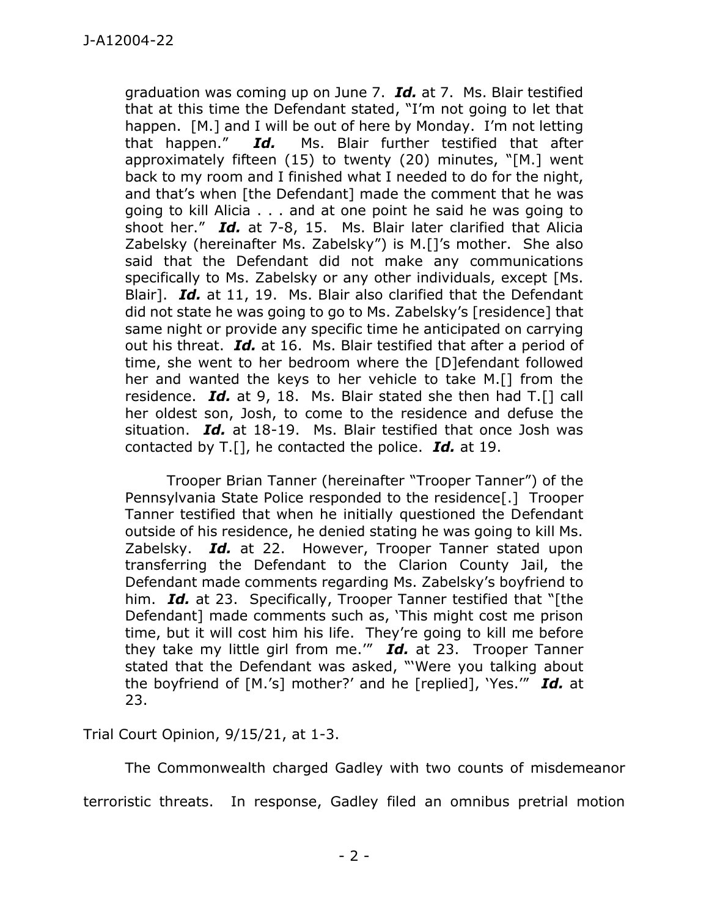> graduation was coming up on June 7. ***Id.*** at 7. Ms. Blair testified that at this time the Defendant stated, "I'm not going to let that happen. [M.] and I will be out of here by Monday. I'm not letting that happen." ***Id.*** Ms. Blair further testified that after approximately fifteen (15) to twenty (20) minutes, "[M.] went back to my room and I finished what I needed to do for the night, and that's when [the Defendant] made the comment that he was going to kill Alicia . . . and at one point he said he was going to shoot her." ***Id.*** at 7-8, 15. Ms. Blair later clarified that Alicia Zabelsky (hereinafter Ms. Zabelsky") is M.[]'s mother. She also said that the Defendant did not make any communications specifically to Ms. Zabelsky or any other individuals, except [Ms. Blair]. ***Id.*** at 11, 19. Ms. Blair also clarified that the Defendant did not state he was going to go to Ms. Zabelsky's [residence] that same night or provide any specific time he anticipated on carrying out his threat. ***Id.*** at 16. Ms. Blair testified that after a period of time, she went to her bedroom where the [D]efendant followed her and wanted the keys to her vehicle to take M.[] from the residence. ***Id.*** at 9, 18. Ms. Blair stated she then had T.[] call her oldest son, Josh, to come to the residence and defuse the situation. ***Id.*** at 18-19. Ms. Blair testified that once Josh was contacted by T.[], he contacted the police. ***Id.*** at 19.
>
> Trooper Brian Tanner (hereinafter "Trooper Tanner") of the Pennsylvania State Police responded to the residence[.] Trooper Tanner testified that when he initially questioned the Defendant outside of his residence, he denied stating he was going to kill Ms. Zabelsky. ***Id.*** at 22. However, Trooper Tanner stated upon transferring the Defendant to the Clarion County Jail, the Defendant made comments regarding Ms. Zabelsky's boyfriend to him. ***Id.*** at 23. Specifically, Trooper Tanner testified that "[the Defendant] made comments such as, 'This might cost me prison time, but it will cost him his life. They're going to kill me before they take my little girl from me.'" ***Id.*** at 23. Trooper Tanner stated that the Defendant was asked, "'Were you talking about the boyfriend of [M.'s] mother?' and he [replied], 'Yes.'" ***Id.*** at 23.

Trial Court Opinion, 9/15/21, at 1-3.

The Commonwealth charged Gadley with two counts of misdemeanor terroristic threats. In response, Gadley filed an omnibus pretrial motion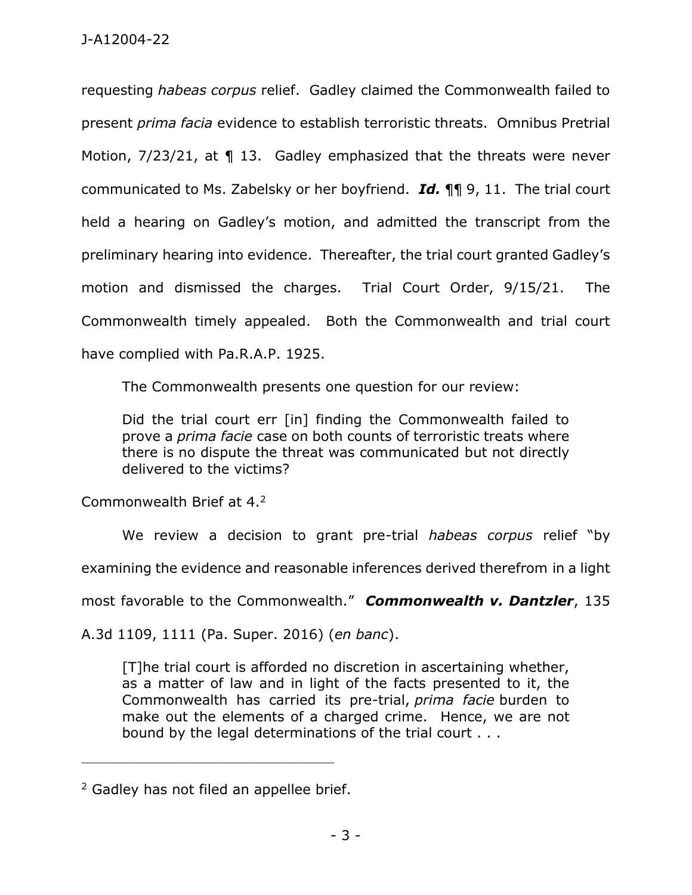requesting *habeas corpus* relief. Gadley claimed the Commonwealth failed to present *prima facia* evidence to establish terroristic threats. Omnibus Pretrial Motion, 7/23/21, at ¶ 13. Gadley emphasized that the threats were never communicated to Ms. Zabelsky or her boyfriend. ***Id.*** ¶¶ 9, 11. The trial court held a hearing on Gadley's motion, and admitted the transcript from the preliminary hearing into evidence. Thereafter, the trial court granted Gadley's motion and dismissed the charges. Trial Court Order, 9/15/21. The Commonwealth timely appealed. Both the Commonwealth and trial court have complied with Pa.R.A.P. 1925.

The Commonwealth presents one question for our review:

> Did the trial court err [in] finding the Commonwealth failed to prove a *prima facie* case on both counts of terroristic treats where there is no dispute the threat was communicated but not directly delivered to the victims?

Commonwealth Brief at 4.[2]

We review a decision to grant pre-trial *habeas corpus* relief "by examining the evidence and reasonable inferences derived therefrom in a light most favorable to the Commonwealth." ***Commonwealth v. Dantzler***, 135 A.3d 1109, 1111 (Pa. Super. 2016) (*en banc*).

> [T]he trial court is afforded no discretion in ascertaining whether, as a matter of law and in light of the facts presented to it, the Commonwealth has carried its pre-trial, *prima facie* burden to make out the elements of a charged crime. Hence, we are not bound by the legal determinations of the trial court . . .

---

[2] Gadley has not filed an appellee brief.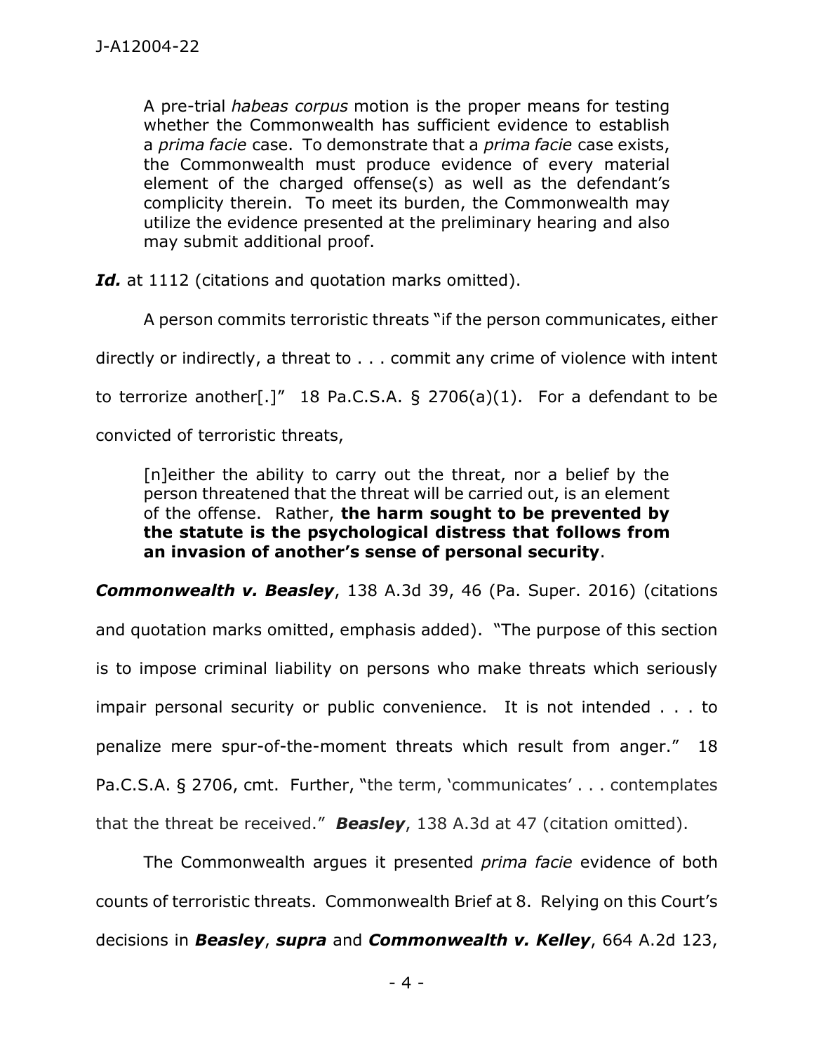> A pre-trial *habeas corpus* motion is the proper means for testing whether the Commonwealth has sufficient evidence to establish a *prima facie* case. To demonstrate that a *prima facie* case exists, the Commonwealth must produce evidence of every material element of the charged offense(s) as well as the defendant's complicity therein. To meet its burden, the Commonwealth may utilize the evidence presented at the preliminary hearing and also may submit additional proof.

***Id.*** at 1112 (citations and quotation marks omitted).

A person commits terroristic threats "if the person communicates, either directly or indirectly, a threat to . . . commit any crime of violence with intent to terrorize another[.]" 18 Pa.C.S.A. § 2706(a)(1). For a defendant to be convicted of terroristic threats,

> [n]either the ability to carry out the threat, nor a belief by the person threatened that the threat will be carried out, is an element of the offense. Rather, **the harm sought to be prevented by the statute is the psychological distress that follows from an invasion of another's sense of personal security**.

***Commonwealth v. Beasley***, 138 A.3d 39, 46 (Pa. Super. 2016) (citations and quotation marks omitted, emphasis added). "The purpose of this section is to impose criminal liability on persons who make threats which seriously impair personal security or public convenience. It is not intended . . . to penalize mere spur-of-the-moment threats which result from anger." 18 Pa.C.S.A. § 2706, cmt. Further, "the term, 'communicates' . . . contemplates that the threat be received." ***Beasley***, 138 A.3d at 47 (citation omitted).

The Commonwealth argues it presented *prima facie* evidence of both counts of terroristic threats. Commonwealth Brief at 8. Relying on this Court's decisions in ***Beasley***, ***supra*** and ***Commonwealth v. Kelley***, 664 A.2d 123,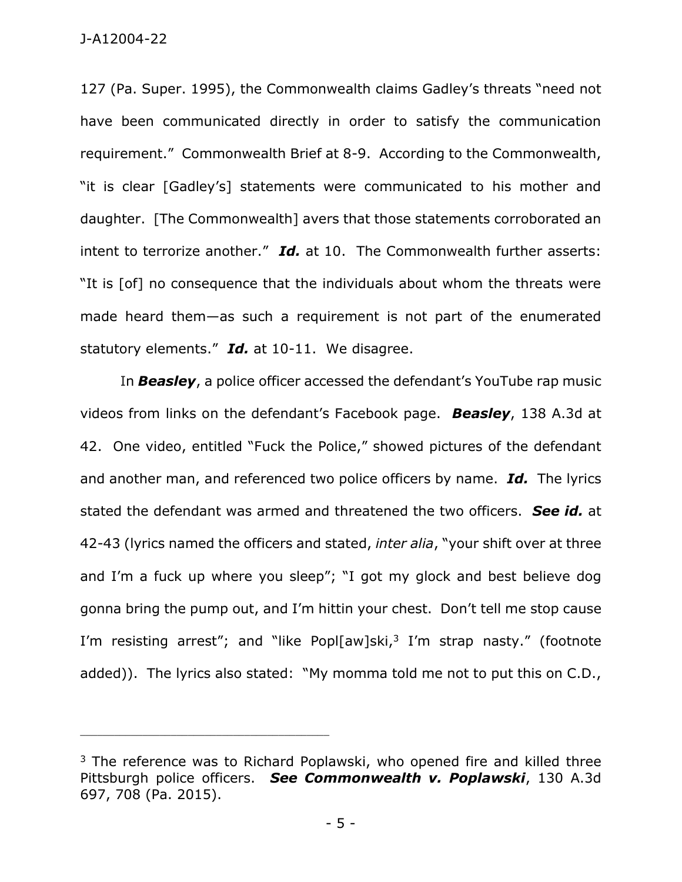127 (Pa. Super. 1995), the Commonwealth claims Gadley's threats "need not have been communicated directly in order to satisfy the communication requirement." Commonwealth Brief at 8-9. According to the Commonwealth, "it is clear [Gadley's] statements were communicated to his mother and daughter. [The Commonwealth] avers that those statements corroborated an intent to terrorize another." ***Id.*** at 10. The Commonwealth further asserts: "It is [of] no consequence that the individuals about whom the threats were made heard them—as such a requirement is not part of the enumerated statutory elements." ***Id.*** at 10-11. We disagree.

In ***Beasley***, a police officer accessed the defendant's YouTube rap music videos from links on the defendant's Facebook page. ***Beasley***, 138 A.3d at 42. One video, entitled "Fuck the Police," showed pictures of the defendant and another man, and referenced two police officers by name. ***Id.*** The lyrics stated the defendant was armed and threatened the two officers. ***See id.*** at 42-43 (lyrics named the officers and stated, *inter alia*, "your shift over at three and I'm a fuck up where you sleep"; "I got my glock and best believe dog gonna bring the pump out, and I'm hittin your chest. Don't tell me stop cause I'm resisting arrest"; and "like Popl[aw]ski,[3] I'm strap nasty." (footnote added)). The lyrics also stated: "My momma told me not to put this on C.D.,

---

[3] The reference was to Richard Poplawski, who opened fire and killed three Pittsburgh police officers. ***See Commonwealth v. Poplawski***, 130 A.3d 697, 708 (Pa. 2015).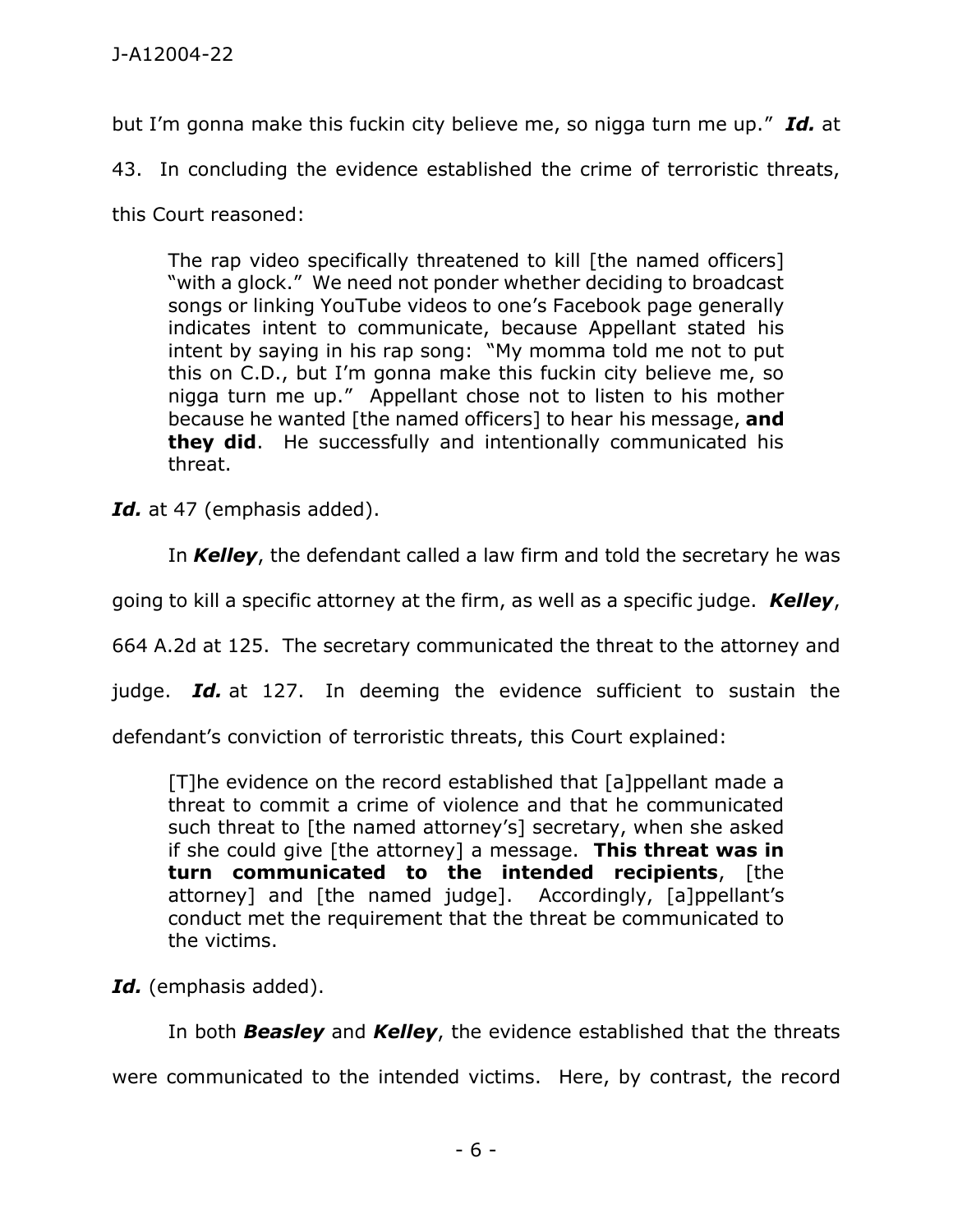but I'm gonna make this fuckin city believe me, so nigga turn me up." ***Id.*** at 43. In concluding the evidence established the crime of terroristic threats, this Court reasoned:

> The rap video specifically threatened to kill [the named officers] "with a glock." We need not ponder whether deciding to broadcast songs or linking YouTube videos to one's Facebook page generally indicates intent to communicate, because Appellant stated his intent by saying in his rap song: "My momma told me not to put this on C.D., but I'm gonna make this fuckin city believe me, so nigga turn me up." Appellant chose not to listen to his mother because he wanted [the named officers] to hear his message, **and they did**. He successfully and intentionally communicated his threat.

***Id.*** at 47 (emphasis added).

In ***Kelley***, the defendant called a law firm and told the secretary he was going to kill a specific attorney at the firm, as well as a specific judge. ***Kelley***, 664 A.2d at 125. The secretary communicated the threat to the attorney and judge. ***Id.*** at 127. In deeming the evidence sufficient to sustain the defendant's conviction of terroristic threats, this Court explained:

> [T]he evidence on the record established that [a]ppellant made a threat to commit a crime of violence and that he communicated such threat to [the named attorney's] secretary, when she asked if she could give [the attorney] a message. **This threat was in turn communicated to the intended recipients**, [the attorney] and [the named judge]. Accordingly, [a]ppellant's conduct met the requirement that the threat be communicated to the victims.

***Id.*** (emphasis added).

In both ***Beasley*** and ***Kelley***, the evidence established that the threats were communicated to the intended victims. Here, by contrast, the record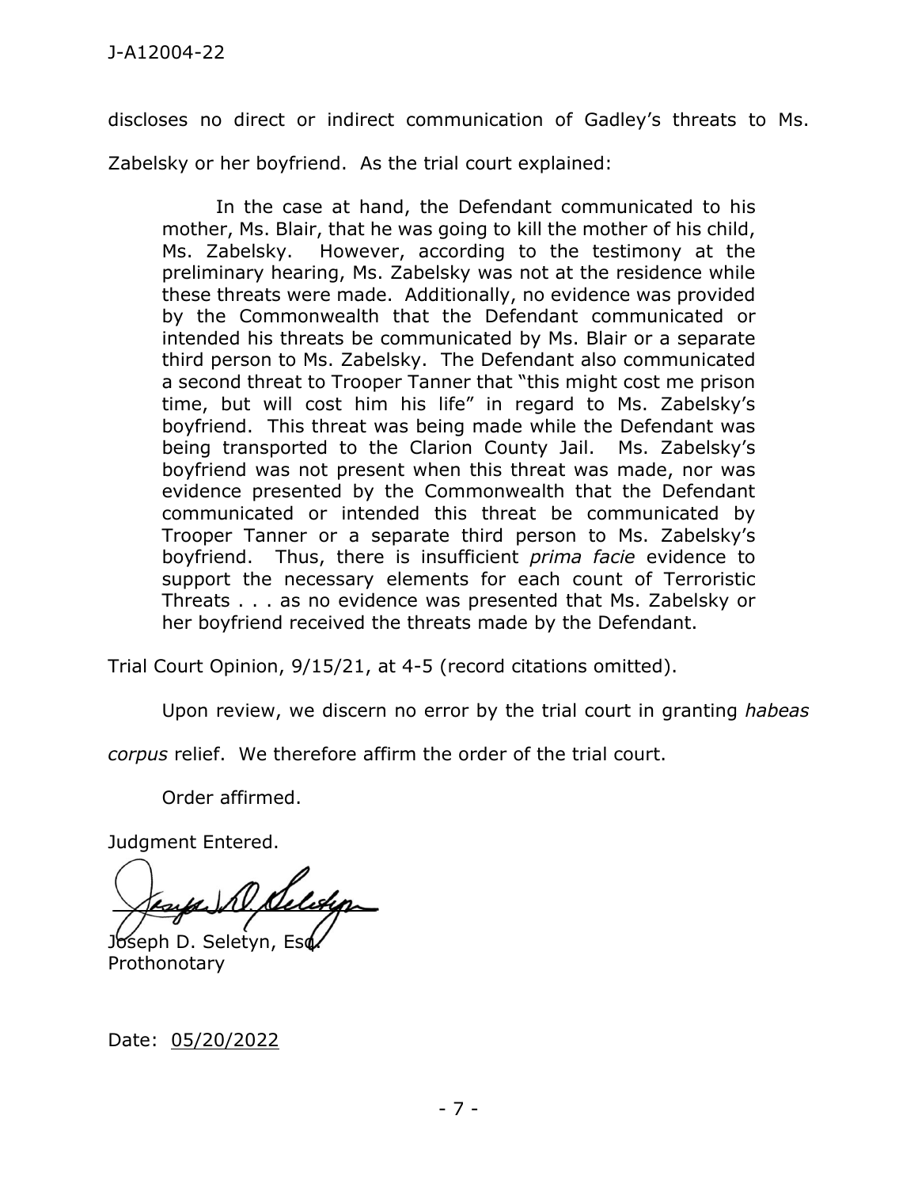discloses no direct or indirect communication of Gadley's threats to Ms. Zabelsky or her boyfriend. As the trial court explained:

> In the case at hand, the Defendant communicated to his mother, Ms. Blair, that he was going to kill the mother of his child, Ms. Zabelsky. However, according to the testimony at the preliminary hearing, Ms. Zabelsky was not at the residence while these threats were made. Additionally, no evidence was provided by the Commonwealth that the Defendant communicated or intended his threats be communicated by Ms. Blair or a separate third person to Ms. Zabelsky. The Defendant also communicated a second threat to Trooper Tanner that "this might cost me prison time, but will cost him his life" in regard to Ms. Zabelsky's boyfriend. This threat was being made while the Defendant was being transported to the Clarion County Jail. Ms. Zabelsky's boyfriend was not present when this threat was made, nor was evidence presented by the Commonwealth that the Defendant communicated or intended this threat be communicated by Trooper Tanner or a separate third person to Ms. Zabelsky's boyfriend. Thus, there is insufficient *prima facie* evidence to support the necessary elements for each count of Terroristic Threats . . . as no evidence was presented that Ms. Zabelsky or her boyfriend received the threats made by the Defendant.

Trial Court Opinion, 9/15/21, at 4-5 (record citations omitted).

Upon review, we discern no error by the trial court in granting *habeas corpus* relief. We therefore affirm the order of the trial court.

Order affirmed.

Judgment Entered.

Joseph D. Seletyn, Esq.
Prothonotary

Date: 05/20/2022